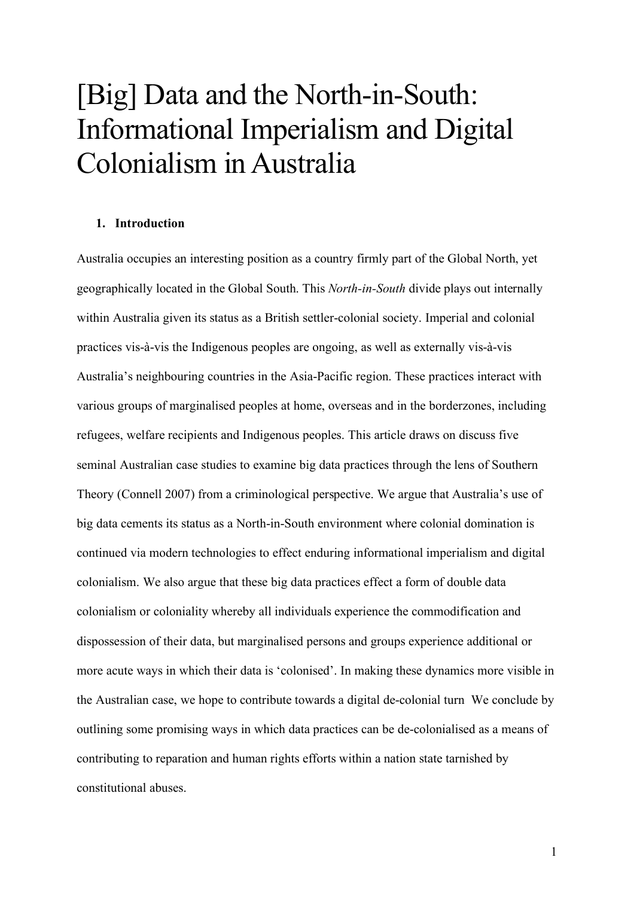# [Big] Data and the North-in-South: Informational Imperialism and Digital Colonialism in Australia

## 1. Introduction

Australia occupies an interesting position as a country firmly part of the Global North, yet geographically located in the Global South. This *North-in-South* divide plays out internally within Australia given its status as a British settler-colonial society. Imperial and colonial practices vis-à-vis the Indigenous peoples are ongoing, as well as externally vis-à-vis Australia's neighbouring countries in the Asia-Pacific region. These practices interact with various groups of marginalised peoples at home, overseas and in the borderzones, including refugees, welfare recipients and Indigenous peoples. This article draws on discuss five seminal Australian case studies to examine big data practices through the lens of Southern Theory (Connell 2007) from a criminological perspective. We argue that Australia's use of big data cements its status as a North-in-South environment where colonial domination is continued via modern technologies to effect enduring informational imperialism and digital colonialism. We also argue that these big data practices effect a form of double data colonialism or coloniality whereby all individuals experience the commodification and dispossession of their data, but marginalised persons and groups experience additional or more acute ways in which their data is 'colonised'. In making these dynamics more visible in the Australian case, we hope to contribute towards a digital de-colonial turn  We conclude by outlining some promising ways in which data practices can be de-colonialised as a means of contributing to reparation and human rights efforts within a nation state tarnished by constitutional abuses.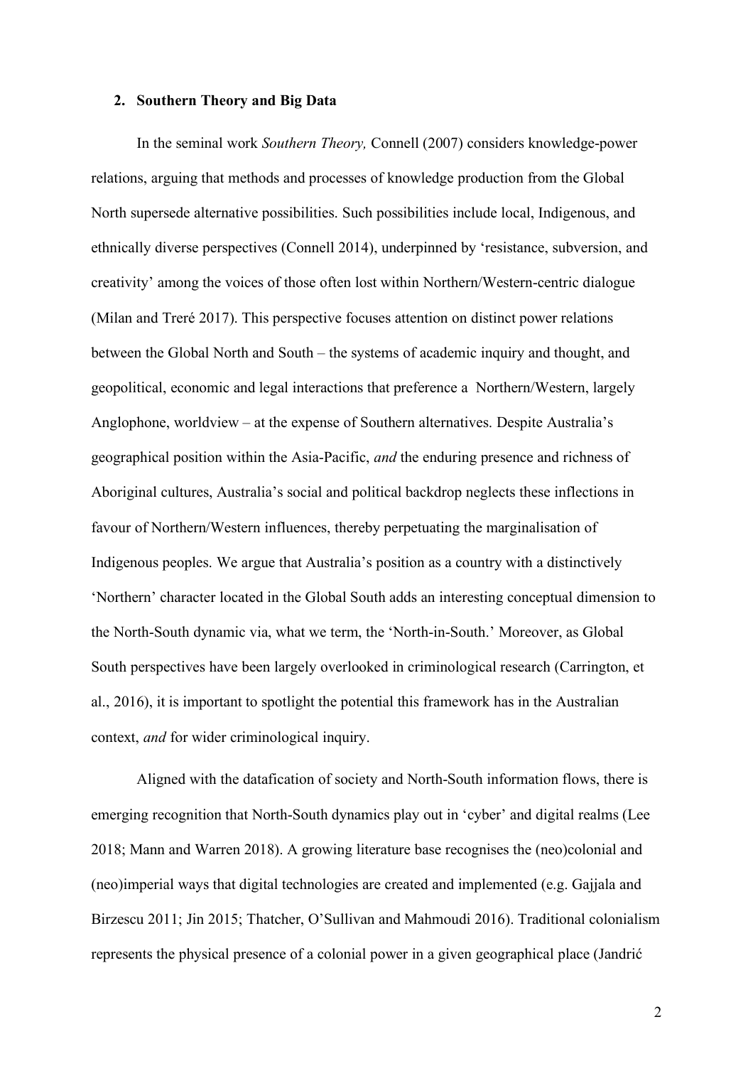## 2. Southern Theory and Big Data

In the seminal work *Southern Theory,* Connell (2007) considers knowledge-power relations, arguing that methods and processes of knowledge production from the Global North supersede alternative possibilities. Such possibilities include local, Indigenous, and ethnically diverse perspectives (Connell 2014), underpinned by 'resistance, subversion, and creativity' among the voices of those often lost within Northern/Western-centric dialogue (Milan and Treré 2017). This perspective focuses attention on distinct power relations between the Global North and South – the systems of academic inquiry and thought, and geopolitical, economic and legal interactions that preference a Northern/Western, largely Anglophone, worldview – at the expense of Southern alternatives. Despite Australia's geographical position within the Asia-Pacific, *and* the enduring presence and richness of Aboriginal cultures, Australia's social and political backdrop neglects these inflections in favour of Northern/Western influences, thereby perpetuating the marginalisation of Indigenous peoples. We argue that Australia's position as a country with a distinctively 'Northern' character located in the Global South adds an interesting conceptual dimension to the North-South dynamic via, what we term, the 'North-in-South.' Moreover, as Global South perspectives have been largely overlooked in criminological research (Carrington, et al., 2016), it is important to spotlight the potential this framework has in the Australian context, *and* for wider criminological inquiry.

Aligned with the datafication of society and North-South information flows, there is emerging recognition that North-South dynamics play out in 'cyber' and digital realms (Lee 2018; Mann and Warren 2018). A growing literature base recognises the (neo)colonial and (neo)imperial ways that digital technologies are created and implemented (e.g. Gajjala and Birzescu 2011; Jin 2015; Thatcher, O'Sullivan and Mahmoudi 2016). Traditional colonialism represents the physical presence of a colonial power in a given geographical place (Jandrić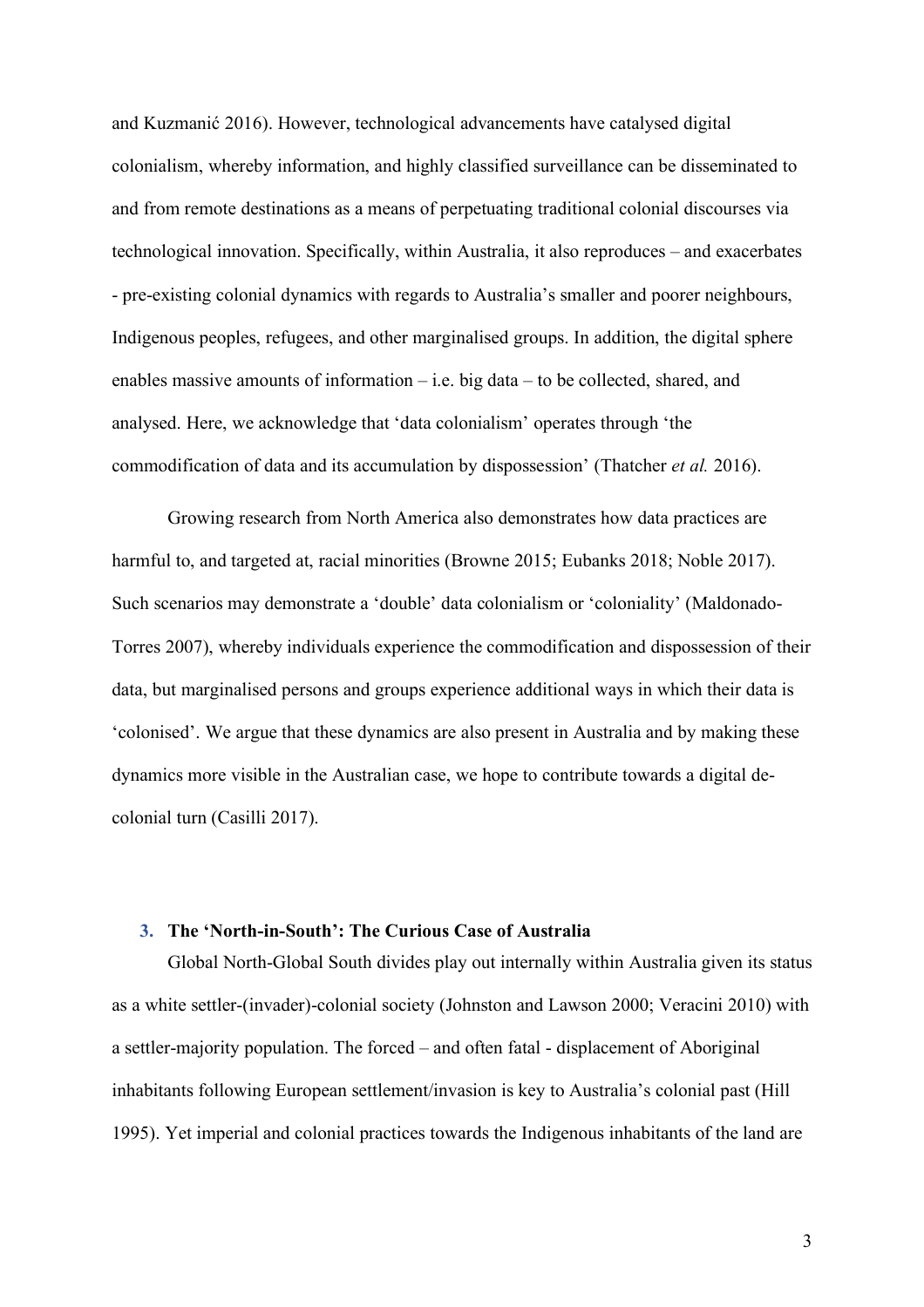and Kuzmanić 2016). However, technological advancements have catalysed digital colonialism, whereby information, and highly classified surveillance can be disseminated to and from remote destinations as a means of perpetuating traditional colonial discourses via technological innovation. Specifically, within Australia, it also reproduces – and exacerbates - pre-existing colonial dynamics with regards to Australia's smaller and poorer neighbours, Indigenous peoples, refugees, and other marginalised groups. In addition, the digital sphere enables massive amounts of information – i.e. big data – to be collected, shared, and analysed. Here, we acknowledge that 'data colonialism' operates through 'the commodification of data and its accumulation by dispossession' (Thatcher *et al.* 2016).

Growing research from North America also demonstrates how data practices are harmful to, and targeted at, racial minorities (Browne 2015; Eubanks 2018; Noble 2017). Such scenarios may demonstrate a 'double' data colonialism or 'coloniality' (Maldonado-Torres 2007), whereby individuals experience the commodification and dispossession of their data, but marginalised persons and groups experience additional ways in which their data is 'colonised'. We argue that these dynamics are also present in Australia and by making these dynamics more visible in the Australian case, we hope to contribute towards a digital de-colonial turn (Casilli 2017).

## 3. The 'North-in-South': The Curious Case of Australia

Global North-Global South divides play out internally within Australia given its status as a white settler-(invader)-colonial society (Johnston and Lawson 2000; Veracini 2010) with a settler-majority population. The forced – and often fatal - displacement of Aboriginal inhabitants following European settlement/invasion is key to Australia's colonial past (Hill 1995). Yet imperial and colonial practices towards the Indigenous inhabitants of the land are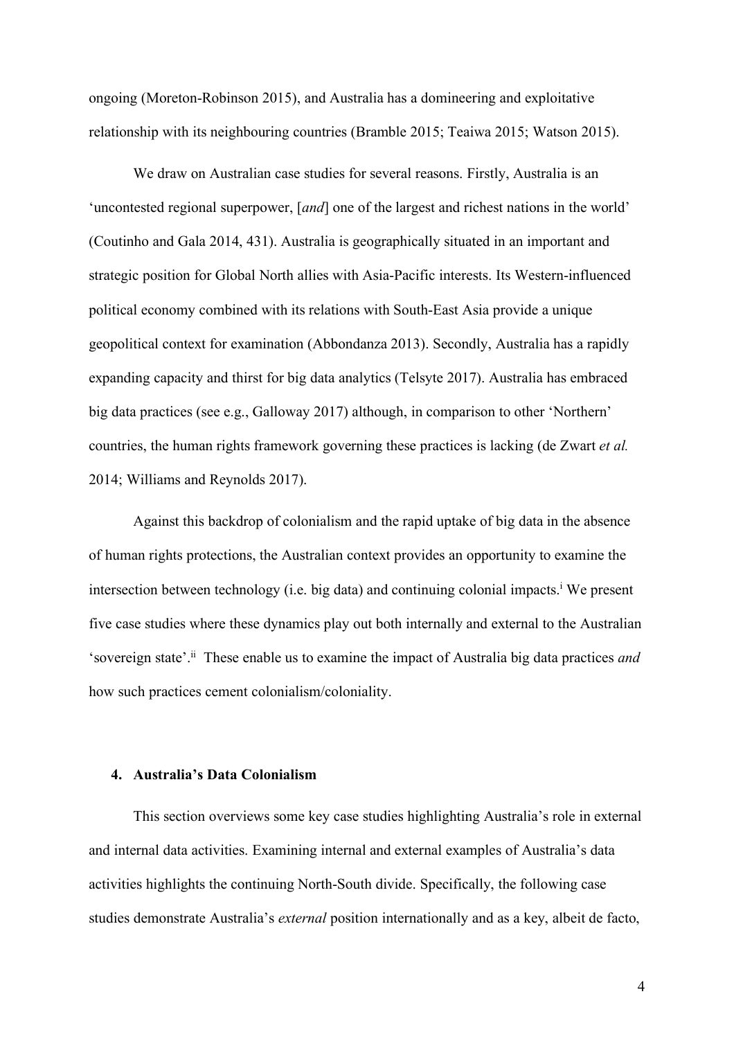ongoing (Moreton-Robinson 2015), and Australia has a domineering and exploitative relationship with its neighbouring countries (Bramble 2015; Teaiwa 2015; Watson 2015).

We draw on Australian case studies for several reasons. Firstly, Australia is an 'uncontested regional superpower, [*and*] one of the largest and richest nations in the world' (Coutinho and Gala 2014, 431). Australia is geographically situated in an important and strategic position for Global North allies with Asia-Pacific interests. Its Western-influenced political economy combined with its relations with South-East Asia provide a unique geopolitical context for examination (Abbondanza 2013). Secondly, Australia has a rapidly expanding capacity and thirst for big data analytics (Telsyte 2017). Australia has embraced big data practices (see e.g., Galloway 2017) although, in comparison to other 'Northern' countries, the human rights framework governing these practices is lacking (de Zwart *et al.* 2014; Williams and Reynolds 2017).

Against this backdrop of colonialism and the rapid uptake of big data in the absence of human rights protections, the Australian context provides an opportunity to examine the intersection between technology (i.e. big data) and continuing colonial impacts.[i] We present five case studies where these dynamics play out both internally and external to the Australian 'sovereign state'.[ii] These enable us to examine the impact of Australia big data practices *and* how such practices cement colonialism/coloniality.

## 4. Australia's Data Colonialism

This section overviews some key case studies highlighting Australia's role in external and internal data activities. Examining internal and external examples of Australia's data activities highlights the continuing North-South divide. Specifically, the following case studies demonstrate Australia's *external* position internationally and as a key, albeit de facto,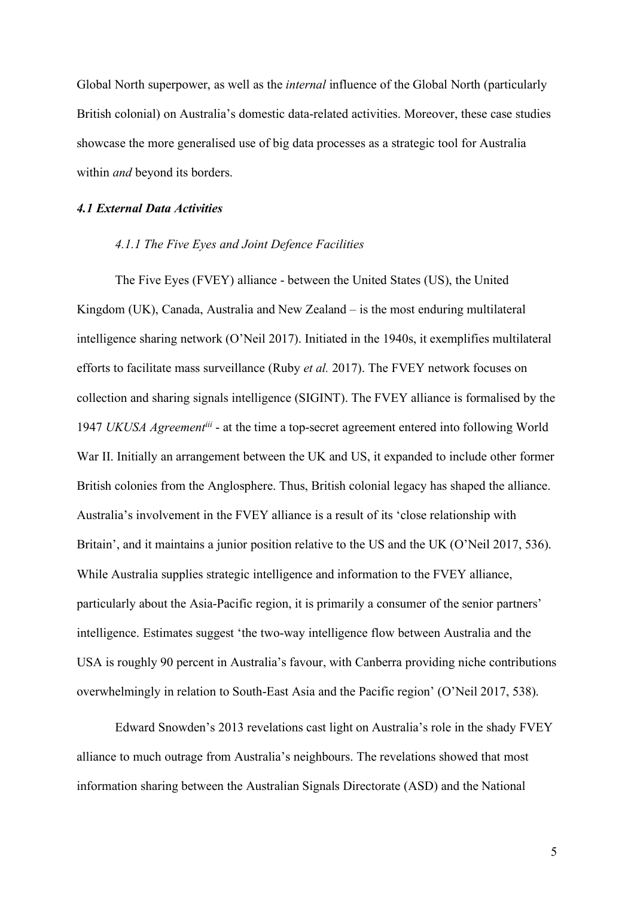Global North superpower, as well as the *internal* influence of the Global North (particularly British colonial) on Australia's domestic data-related activities. Moreover, these case studies showcase the more generalised use of big data processes as a strategic tool for Australia within *and* beyond its borders.

### *4.1 External Data Activities*

#### *4.1.1 The Five Eyes and Joint Defence Facilities*

The Five Eyes (FVEY) alliance - between the United States (US), the United Kingdom (UK), Canada, Australia and New Zealand – is the most enduring multilateral intelligence sharing network (O'Neil 2017). Initiated in the 1940s, it exemplifies multilateral efforts to facilitate mass surveillance (Ruby *et al.* 2017). The FVEY network focuses on collection and sharing signals intelligence (SIGINT). The FVEY alliance is formalised by the 1947 *UKUSA Agreement*[iii] - at the time a top-secret agreement entered into following World War II. Initially an arrangement between the UK and US, it expanded to include other former British colonies from the Anglosphere. Thus, British colonial legacy has shaped the alliance. Australia's involvement in the FVEY alliance is a result of its 'close relationship with Britain', and it maintains a junior position relative to the US and the UK (O'Neil 2017, 536). While Australia supplies strategic intelligence and information to the FVEY alliance, particularly about the Asia-Pacific region, it is primarily a consumer of the senior partners' intelligence. Estimates suggest 'the two-way intelligence flow between Australia and the USA is roughly 90 percent in Australia's favour, with Canberra providing niche contributions overwhelmingly in relation to South-East Asia and the Pacific region' (O'Neil 2017, 538).

Edward Snowden's 2013 revelations cast light on Australia's role in the shady FVEY alliance to much outrage from Australia's neighbours. The revelations showed that most information sharing between the Australian Signals Directorate (ASD) and the National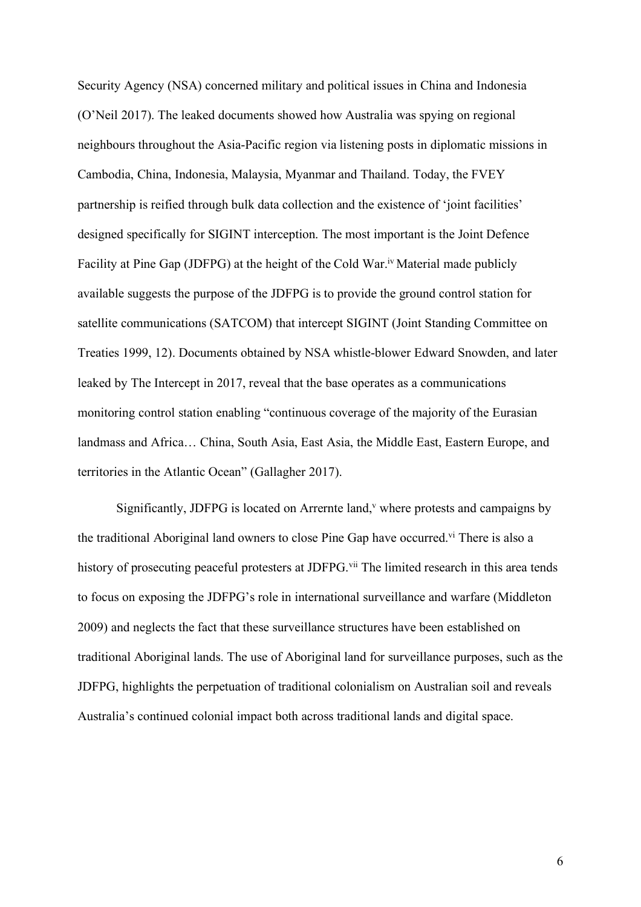Security Agency (NSA) concerned military and political issues in China and Indonesia (O'Neil 2017). The leaked documents showed how Australia was spying on regional neighbours throughout the Asia-Pacific region via listening posts in diplomatic missions in Cambodia, China, Indonesia, Malaysia, Myanmar and Thailand. Today, the FVEY partnership is reified through bulk data collection and the existence of 'joint facilities' designed specifically for SIGINT interception. The most important is the Joint Defence Facility at Pine Gap (JDFPG) at the height of the Cold War.[iv] Material made publicly available suggests the purpose of the JDFPG is to provide the ground control station for satellite communications (SATCOM) that intercept SIGINT (Joint Standing Committee on Treaties 1999, 12). Documents obtained by NSA whistle-blower Edward Snowden, and later leaked by The Intercept in 2017, reveal that the base operates as a communications monitoring control station enabling "continuous coverage of the majority of the Eurasian landmass and Africa… China, South Asia, East Asia, the Middle East, Eastern Europe, and territories in the Atlantic Ocean" (Gallagher 2017).

Significantly, JDFPG is located on Arrernte land,[v] where protests and campaigns by the traditional Aboriginal land owners to close Pine Gap have occurred.[vi] There is also a history of prosecuting peaceful protesters at JDFPG.[vii] The limited research in this area tends to focus on exposing the JDFPG's role in international surveillance and warfare (Middleton 2009) and neglects the fact that these surveillance structures have been established on traditional Aboriginal lands. The use of Aboriginal land for surveillance purposes, such as the JDFPG, highlights the perpetuation of traditional colonialism on Australian soil and reveals Australia's continued colonial impact both across traditional lands and digital space.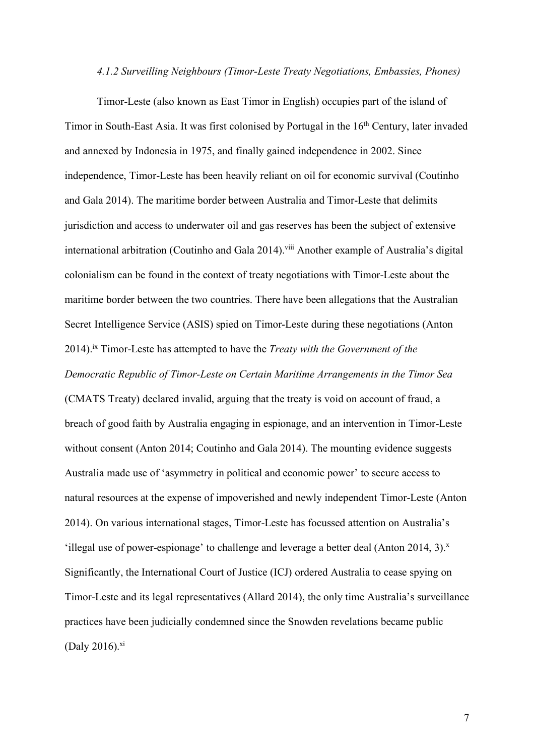#### *4.1.2 Surveilling Neighbours (Timor-Leste Treaty Negotiations, Embassies, Phones)*

Timor-Leste (also known as East Timor in English) occupies part of the island of Timor in South-East Asia. It was first colonised by Portugal in the 16th Century, later invaded and annexed by Indonesia in 1975, and finally gained independence in 2002. Since independence, Timor-Leste has been heavily reliant on oil for economic survival (Coutinho and Gala 2014). The maritime border between Australia and Timor-Leste that delimits jurisdiction and access to underwater oil and gas reserves has been the subject of extensive international arbitration (Coutinho and Gala 2014).[viii] Another example of Australia's digital colonialism can be found in the context of treaty negotiations with Timor-Leste about the maritime border between the two countries. There have been allegations that the Australian Secret Intelligence Service (ASIS) spied on Timor-Leste during these negotiations (Anton 2014).[ix] Timor-Leste has attempted to have the *Treaty with the Government of the Democratic Republic of Timor-Leste on Certain Maritime Arrangements in the Timor Sea* (CMATS Treaty) declared invalid, arguing that the treaty is void on account of fraud, a breach of good faith by Australia engaging in espionage, and an intervention in Timor-Leste without consent (Anton 2014; Coutinho and Gala 2014). The mounting evidence suggests Australia made use of 'asymmetry in political and economic power' to secure access to natural resources at the expense of impoverished and newly independent Timor-Leste (Anton 2014). On various international stages, Timor-Leste has focussed attention on Australia's 'illegal use of power-espionage' to challenge and leverage a better deal (Anton 2014, 3).[x] Significantly, the International Court of Justice (ICJ) ordered Australia to cease spying on Timor-Leste and its legal representatives (Allard 2014), the only time Australia's surveillance practices have been judicially condemned since the Snowden revelations became public (Daly 2016).[xi]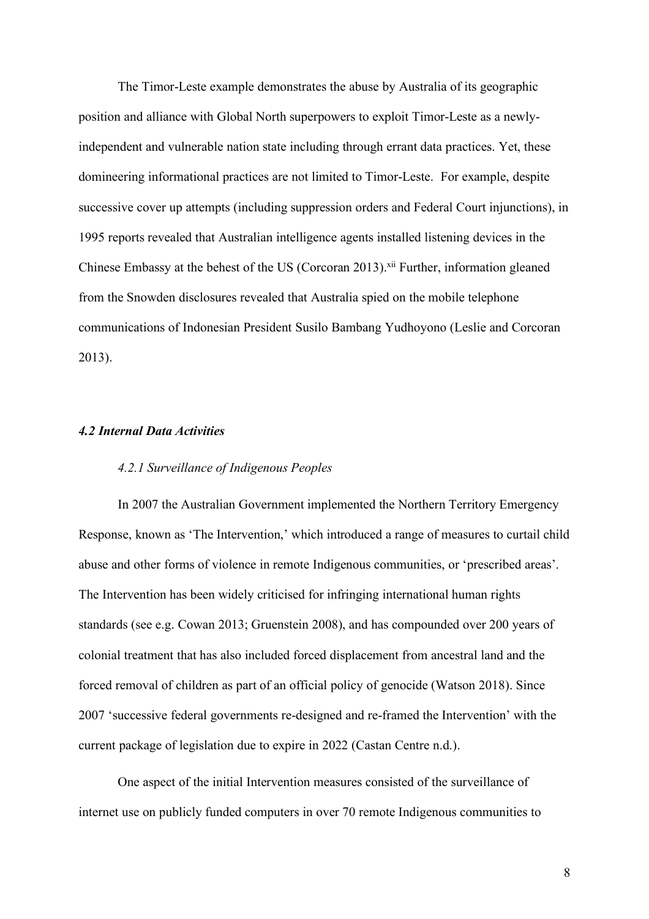The Timor-Leste example demonstrates the abuse by Australia of its geographic position and alliance with Global North superpowers to exploit Timor-Leste as a newly-independent and vulnerable nation state including through errant data practices. Yet, these domineering informational practices are not limited to Timor-Leste. For example, despite successive cover up attempts (including suppression orders and Federal Court injunctions), in 1995 reports revealed that Australian intelligence agents installed listening devices in the Chinese Embassy at the behest of the US (Corcoran 2013).[xii] Further, information gleaned from the Snowden disclosures revealed that Australia spied on the mobile telephone communications of Indonesian President Susilo Bambang Yudhoyono (Leslie and Corcoran 2013).

### *4.2 Internal Data Activities*

#### *4.2.1 Surveillance of Indigenous Peoples*

In 2007 the Australian Government implemented the Northern Territory Emergency Response, known as 'The Intervention,' which introduced a range of measures to curtail child abuse and other forms of violence in remote Indigenous communities, or 'prescribed areas'. The Intervention has been widely criticised for infringing international human rights standards (see e.g. Cowan 2013; Gruenstein 2008), and has compounded over 200 years of colonial treatment that has also included forced displacement from ancestral land and the forced removal of children as part of an official policy of genocide (Watson 2018). Since 2007 'successive federal governments re-designed and re-framed the Intervention' with the current package of legislation due to expire in 2022 (Castan Centre n.d.).

One aspect of the initial Intervention measures consisted of the surveillance of internet use on publicly funded computers in over 70 remote Indigenous communities to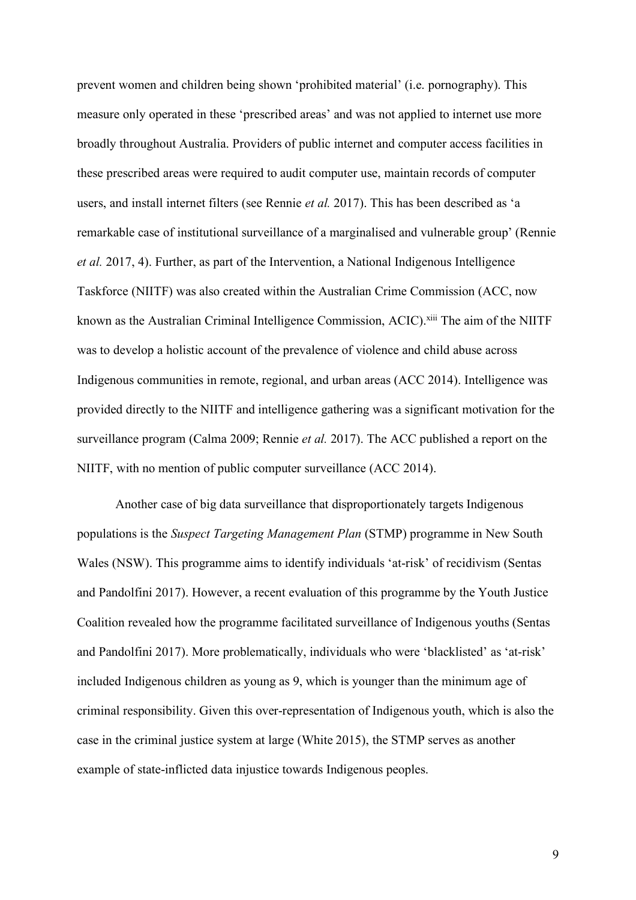prevent women and children being shown 'prohibited material' (i.e. pornography). This measure only operated in these 'prescribed areas' and was not applied to internet use more broadly throughout Australia. Providers of public internet and computer access facilities in these prescribed areas were required to audit computer use, maintain records of computer users, and install internet filters (see Rennie *et al.* 2017). This has been described as 'a remarkable case of institutional surveillance of a marginalised and vulnerable group' (Rennie *et al.* 2017, 4). Further, as part of the Intervention, a National Indigenous Intelligence Taskforce (NIITF) was also created within the Australian Crime Commission (ACC, now known as the Australian Criminal Intelligence Commission, ACIC).[xiii] The aim of the NIITF was to develop a holistic account of the prevalence of violence and child abuse across Indigenous communities in remote, regional, and urban areas (ACC 2014). Intelligence was provided directly to the NIITF and intelligence gathering was a significant motivation for the surveillance program (Calma 2009; Rennie *et al.* 2017). The ACC published a report on the NIITF, with no mention of public computer surveillance (ACC 2014).

Another case of big data surveillance that disproportionately targets Indigenous populations is the *Suspect Targeting Management Plan* (STMP) programme in New South Wales (NSW). This programme aims to identify individuals 'at-risk' of recidivism (Sentas and Pandolfini 2017). However, a recent evaluation of this programme by the Youth Justice Coalition revealed how the programme facilitated surveillance of Indigenous youths (Sentas and Pandolfini 2017). More problematically, individuals who were 'blacklisted' as 'at-risk' included Indigenous children as young as 9, which is younger than the minimum age of criminal responsibility. Given this over-representation of Indigenous youth, which is also the case in the criminal justice system at large (White 2015), the STMP serves as another example of state-inflicted data injustice towards Indigenous peoples.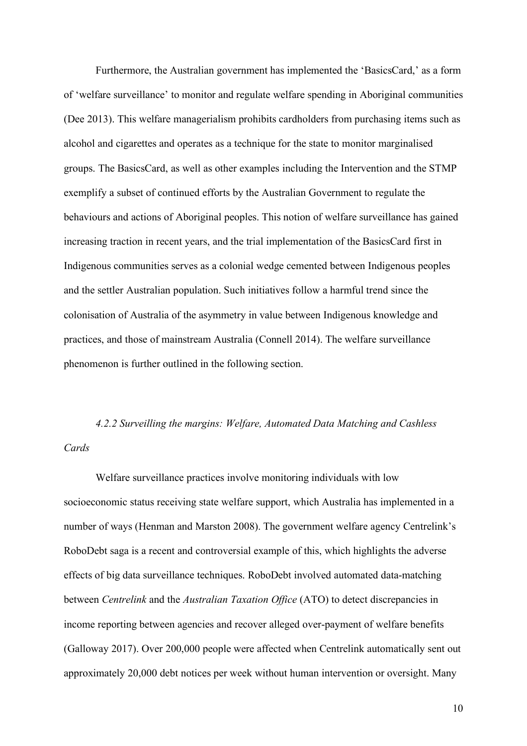Furthermore, the Australian government has implemented the 'BasicsCard,' as a form of 'welfare surveillance' to monitor and regulate welfare spending in Aboriginal communities (Dee 2013). This welfare managerialism prohibits cardholders from purchasing items such as alcohol and cigarettes and operates as a technique for the state to monitor marginalised groups. The BasicsCard, as well as other examples including the Intervention and the STMP exemplify a subset of continued efforts by the Australian Government to regulate the behaviours and actions of Aboriginal peoples. This notion of welfare surveillance has gained increasing traction in recent years, and the trial implementation of the BasicsCard first in Indigenous communities serves as a colonial wedge cemented between Indigenous peoples and the settler Australian population. Such initiatives follow a harmful trend since the colonisation of Australia of the asymmetry in value between Indigenous knowledge and practices, and those of mainstream Australia (Connell 2014). The welfare surveillance phenomenon is further outlined in the following section.

#### *4.2.2 Surveilling the margins: Welfare, Automated Data Matching and Cashless Cards*

Welfare surveillance practices involve monitoring individuals with low socioeconomic status receiving state welfare support, which Australia has implemented in a number of ways (Henman and Marston 2008). The government welfare agency Centrelink's RoboDebt saga is a recent and controversial example of this, which highlights the adverse effects of big data surveillance techniques. RoboDebt involved automated data-matching between *Centrelink* and the *Australian Taxation Office* (ATO) to detect discrepancies in income reporting between agencies and recover alleged over-payment of welfare benefits (Galloway 2017). Over 200,000 people were affected when Centrelink automatically sent out approximately 20,000 debt notices per week without human intervention or oversight. Many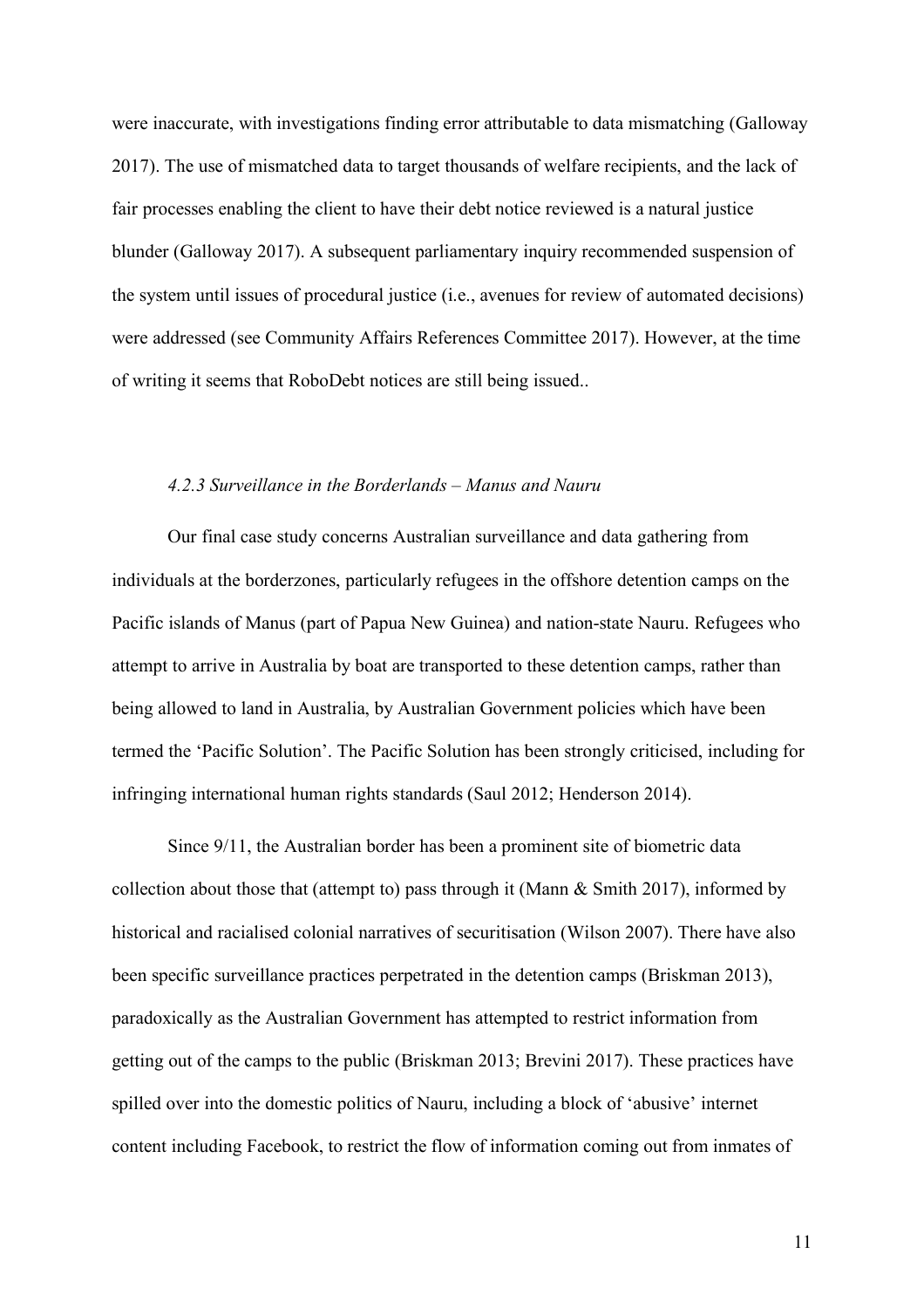were inaccurate, with investigations finding error attributable to data mismatching (Galloway 2017). The use of mismatched data to target thousands of welfare recipients, and the lack of fair processes enabling the client to have their debt notice reviewed is a natural justice blunder (Galloway 2017). A subsequent parliamentary inquiry recommended suspension of the system until issues of procedural justice (i.e., avenues for review of automated decisions) were addressed (see Community Affairs References Committee 2017). However, at the time of writing it seems that RoboDebt notices are still being issued..

#### *4.2.3 Surveillance in the Borderlands – Manus and Nauru*

Our final case study concerns Australian surveillance and data gathering from individuals at the borderzones, particularly refugees in the offshore detention camps on the Pacific islands of Manus (part of Papua New Guinea) and nation-state Nauru. Refugees who attempt to arrive in Australia by boat are transported to these detention camps, rather than being allowed to land in Australia, by Australian Government policies which have been termed the 'Pacific Solution'. The Pacific Solution has been strongly criticised, including for infringing international human rights standards (Saul 2012; Henderson 2014).

Since 9/11, the Australian border has been a prominent site of biometric data collection about those that (attempt to) pass through it (Mann & Smith 2017), informed by historical and racialised colonial narratives of securitisation (Wilson 2007). There have also been specific surveillance practices perpetrated in the detention camps (Briskman 2013), paradoxically as the Australian Government has attempted to restrict information from getting out of the camps to the public (Briskman 2013; Brevini 2017). These practices have spilled over into the domestic politics of Nauru, including a block of 'abusive' internet content including Facebook, to restrict the flow of information coming out from inmates of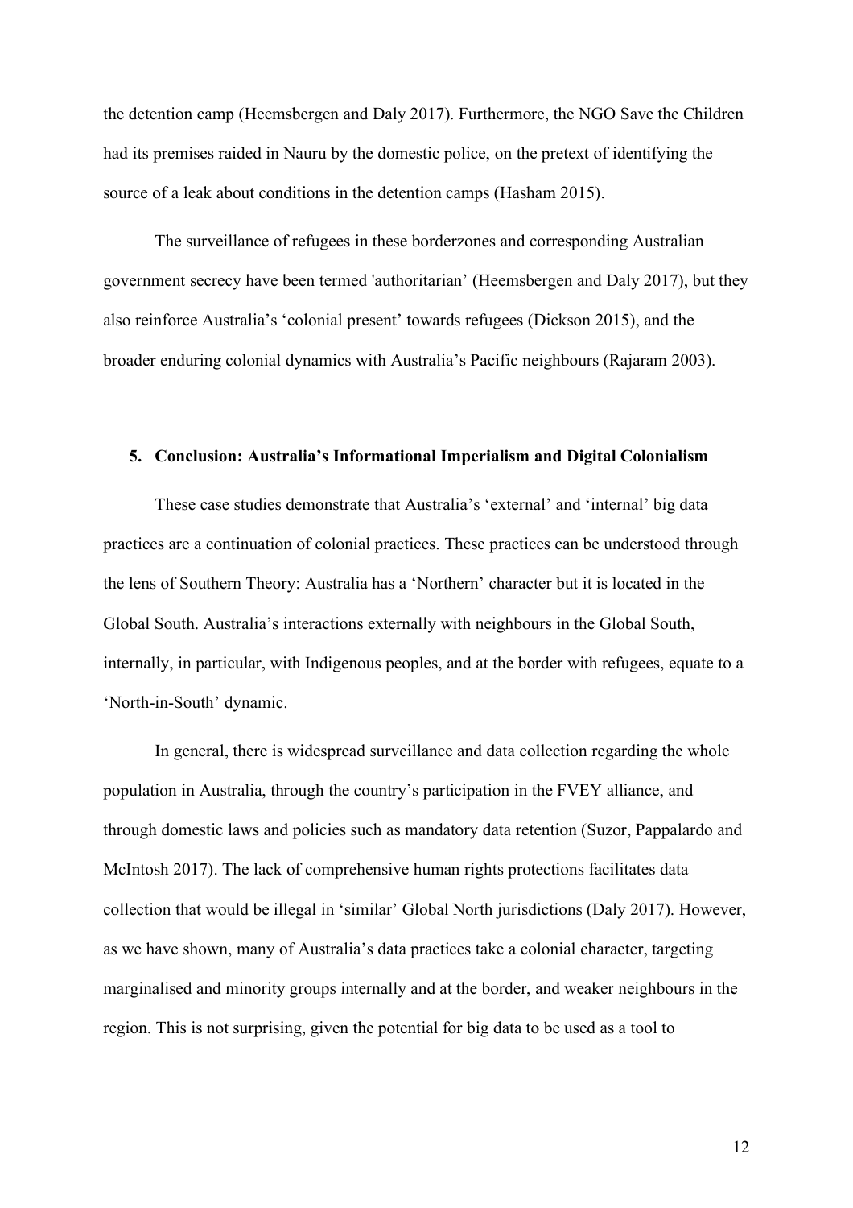the detention camp (Heemsbergen and Daly 2017). Furthermore, the NGO Save the Children had its premises raided in Nauru by the domestic police, on the pretext of identifying the source of a leak about conditions in the detention camps (Hasham 2015).

The surveillance of refugees in these borderzones and corresponding Australian government secrecy have been termed 'authoritarian' (Heemsbergen and Daly 2017), but they also reinforce Australia's 'colonial present' towards refugees (Dickson 2015), and the broader enduring colonial dynamics with Australia's Pacific neighbours (Rajaram 2003).

## 5. Conclusion: Australia's Informational Imperialism and Digital Colonialism

These case studies demonstrate that Australia's 'external' and 'internal' big data practices are a continuation of colonial practices. These practices can be understood through the lens of Southern Theory: Australia has a 'Northern' character but it is located in the Global South. Australia's interactions externally with neighbours in the Global South, internally, in particular, with Indigenous peoples, and at the border with refugees, equate to a 'North-in-South' dynamic.

In general, there is widespread surveillance and data collection regarding the whole population in Australia, through the country's participation in the FVEY alliance, and through domestic laws and policies such as mandatory data retention (Suzor, Pappalardo and McIntosh 2017). The lack of comprehensive human rights protections facilitates data collection that would be illegal in 'similar' Global North jurisdictions (Daly 2017). However, as we have shown, many of Australia's data practices take a colonial character, targeting marginalised and minority groups internally and at the border, and weaker neighbours in the region. This is not surprising, given the potential for big data to be used as a tool to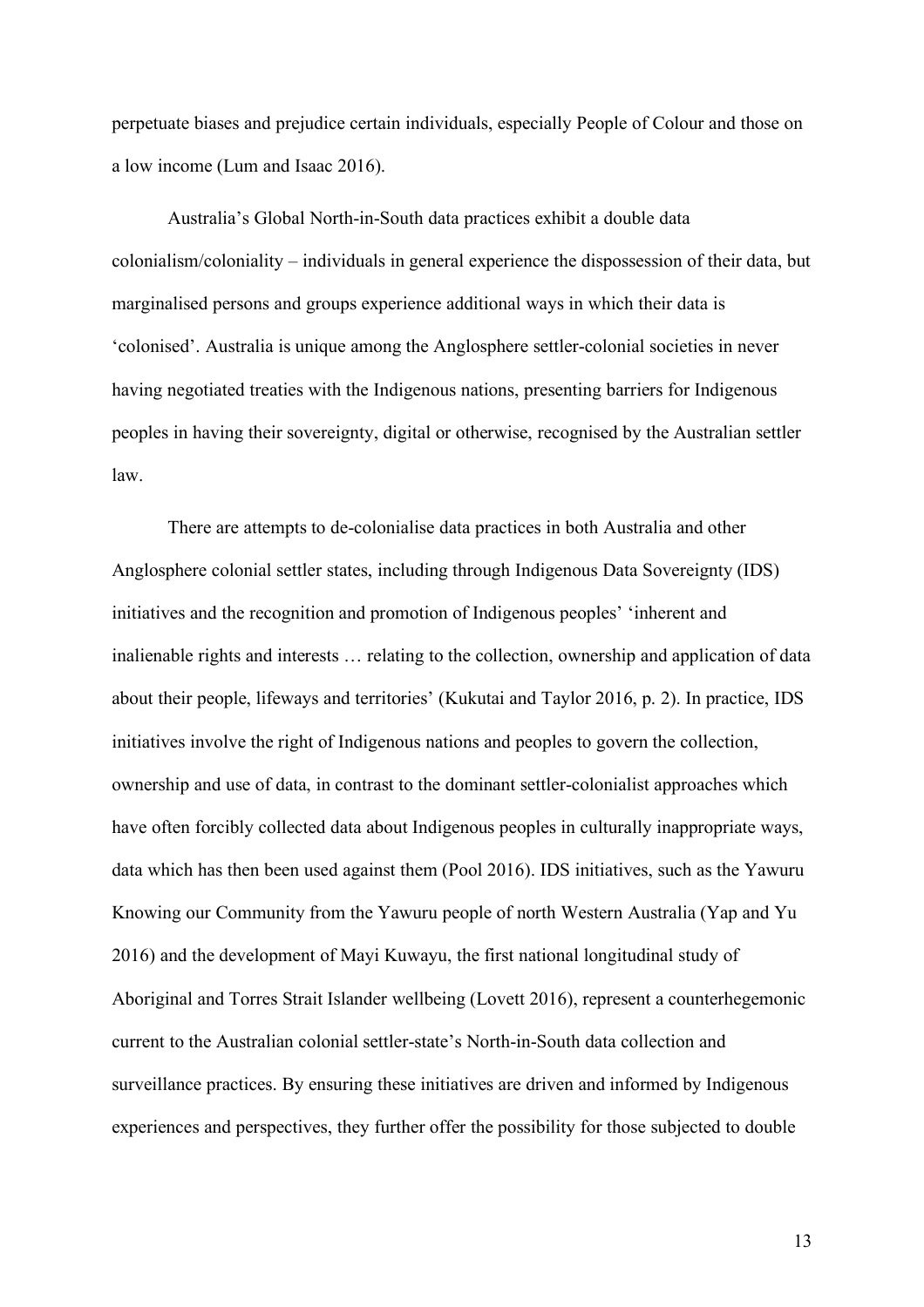perpetuate biases and prejudice certain individuals, especially People of Colour and those on a low income (Lum and Isaac 2016).

Australia's Global North-in-South data practices exhibit a double data colonialism/coloniality – individuals in general experience the dispossession of their data, but marginalised persons and groups experience additional ways in which their data is 'colonised'. Australia is unique among the Anglosphere settler-colonial societies in never having negotiated treaties with the Indigenous nations, presenting barriers for Indigenous peoples in having their sovereignty, digital or otherwise, recognised by the Australian settler law.

There are attempts to de-colonialise data practices in both Australia and other Anglosphere colonial settler states, including through Indigenous Data Sovereignty (IDS) initiatives and the recognition and promotion of Indigenous peoples' 'inherent and inalienable rights and interests … relating to the collection, ownership and application of data about their people, lifeways and territories' (Kukutai and Taylor 2016, p. 2). In practice, IDS initiatives involve the right of Indigenous nations and peoples to govern the collection, ownership and use of data, in contrast to the dominant settler-colonialist approaches which have often forcibly collected data about Indigenous peoples in culturally inappropriate ways, data which has then been used against them (Pool 2016). IDS initiatives, such as the Yawuru Knowing our Community from the Yawuru people of north Western Australia (Yap and Yu 2016) and the development of Mayi Kuwayu, the first national longitudinal study of Aboriginal and Torres Strait Islander wellbeing (Lovett 2016), represent a counterhegemonic current to the Australian colonial settler-state's North-in-South data collection and surveillance practices. By ensuring these initiatives are driven and informed by Indigenous experiences and perspectives, they further offer the possibility for those subjected to double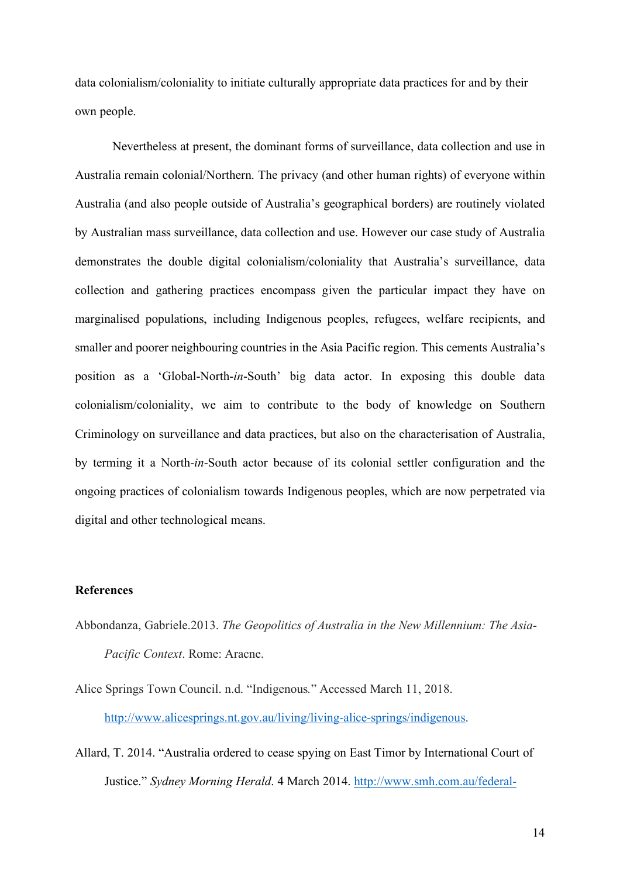data colonialism/coloniality to initiate culturally appropriate data practices for and by their own people.

Nevertheless at present, the dominant forms of surveillance, data collection and use in Australia remain colonial/Northern. The privacy (and other human rights) of everyone within Australia (and also people outside of Australia's geographical borders) are routinely violated by Australian mass surveillance, data collection and use. However our case study of Australia demonstrates the double digital colonialism/coloniality that Australia's surveillance, data collection and gathering practices encompass given the particular impact they have on marginalised populations, including Indigenous peoples, refugees, welfare recipients, and smaller and poorer neighbouring countries in the Asia Pacific region. This cements Australia's position as a 'Global-North-*in*-South' big data actor. In exposing this double data colonialism/coloniality, we aim to contribute to the body of knowledge on Southern Criminology on surveillance and data practices, but also on the characterisation of Australia, by terming it a North-*in*-South actor because of its colonial settler configuration and the ongoing practices of colonialism towards Indigenous peoples, which are now perpetrated via digital and other technological means.

**References**

Abbondanza, Gabriele.2013. *The Geopolitics of Australia in the New Millennium: The Asia-Pacific Context*. Rome: Aracne.

Alice Springs Town Council. n.d. "Indigenous." Accessed March 11, 2018. http://www.alicesprings.nt.gov.au/living/living-alice-springs/indigenous.

Allard, T. 2014. "Australia ordered to cease spying on East Timor by International Court of Justice." *Sydney Morning Herald*. 4 March 2014. http://www.smh.com.au/federal-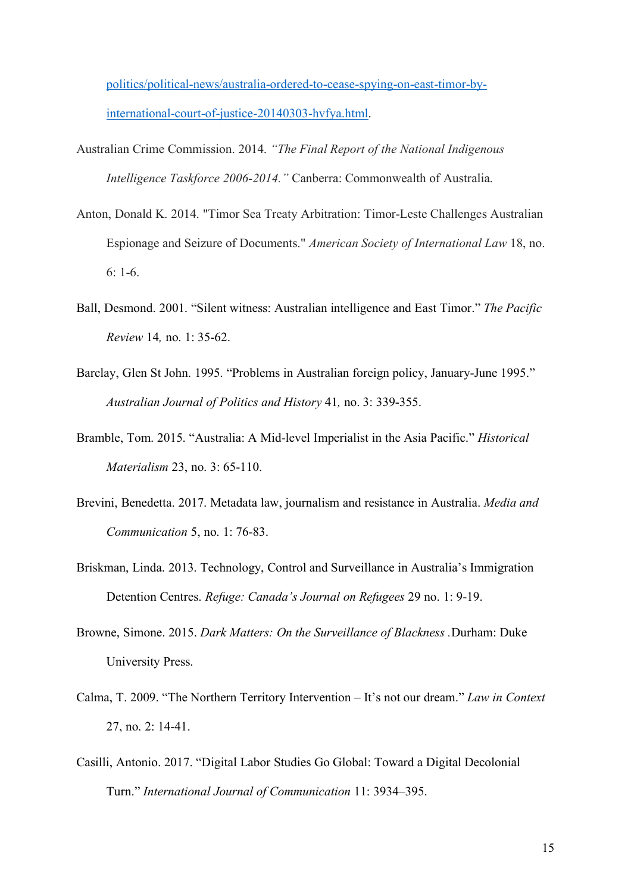politics/political-news/australia-ordered-to-cease-spying-on-east-timor-by-international-court-of-justice-20140303-hvfya.html.

Australian Crime Commission. 2014. *"The Final Report of the National Indigenous Intelligence Taskforce 2006-2014."* Canberra: Commonwealth of Australia.

Anton, Donald K. 2014. "Timor Sea Treaty Arbitration: Timor-Leste Challenges Australian Espionage and Seizure of Documents." *American Society of International Law* 18, no. 6: 1-6.

Ball, Desmond. 2001. "Silent witness: Australian intelligence and East Timor." *The Pacific Review* 14*,* no. 1: 35-62.

Barclay, Glen St John. 1995. "Problems in Australian foreign policy, January-June 1995." *Australian Journal of Politics and History* 41*,* no. 3: 339-355.

Bramble, Tom. 2015. "Australia: A Mid-level Imperialist in the Asia Pacific." *Historical Materialism* 23, no. 3: 65-110.

Brevini, Benedetta. 2017. Metadata law, journalism and resistance in Australia. *Media and Communication* 5, no. 1: 76-83.

Briskman, Linda. 2013. Technology, Control and Surveillance in Australia's Immigration Detention Centres. *Refuge: Canada's Journal on Refugees* 29 no. 1: 9-19.

Browne, Simone. 2015. *Dark Matters: On the Surveillance of Blackness* .Durham: Duke University Press.

Calma, T. 2009. "The Northern Territory Intervention – It's not our dream." *Law in Context* 27, no. 2: 14-41.

Casilli, Antonio. 2017. "Digital Labor Studies Go Global: Toward a Digital Decolonial Turn." *International Journal of Communication* 11: 3934–395.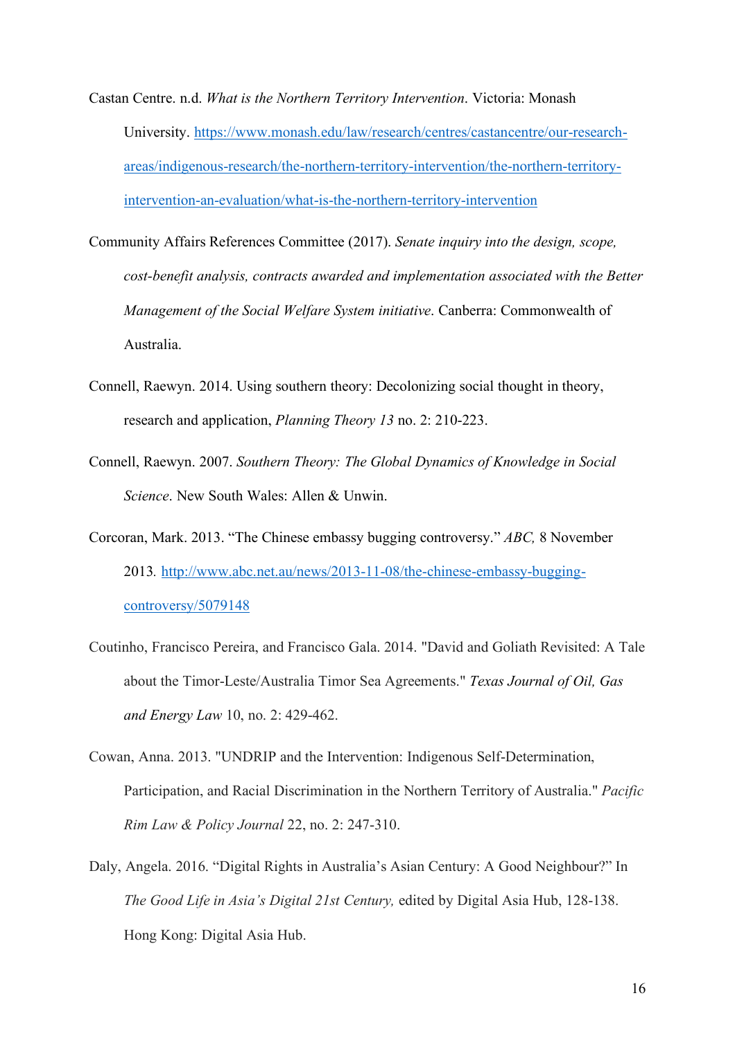Castan Centre. n.d. *What is the Northern Territory Intervention*. Victoria: Monash University. https://www.monash.edu/law/research/centres/castancentre/our-research-areas/indigenous-research/the-northern-territory-intervention/the-northern-territory-intervention-an-evaluation/what-is-the-northern-territory-intervention

Community Affairs References Committee (2017). *Senate inquiry into the design, scope, cost-benefit analysis, contracts awarded and implementation associated with the Better Management of the Social Welfare System initiative*. Canberra: Commonwealth of Australia.

Connell, Raewyn. 2014. Using southern theory: Decolonizing social thought in theory, research and application, *Planning Theory 13* no. 2: 210-223.

Connell, Raewyn. 2007. *Southern Theory: The Global Dynamics of Knowledge in Social Science*. New South Wales: Allen & Unwin.

Corcoran, Mark. 2013. "The Chinese embassy bugging controversy." *ABC,* 8 November 2013. http://www.abc.net.au/news/2013-11-08/the-chinese-embassy-bugging-controversy/5079148

Coutinho, Francisco Pereira, and Francisco Gala. 2014. "David and Goliath Revisited: A Tale about the Timor-Leste/Australia Timor Sea Agreements." *Texas Journal of Oil, Gas and Energy Law* 10, no. 2: 429-462.

Cowan, Anna. 2013. "UNDRIP and the Intervention: Indigenous Self-Determination, Participation, and Racial Discrimination in the Northern Territory of Australia." *Pacific Rim Law & Policy Journal* 22, no. 2: 247-310.

Daly, Angela. 2016. "Digital Rights in Australia's Asian Century: A Good Neighbour?" In *The Good Life in Asia's Digital 21st Century,* edited by Digital Asia Hub, 128-138. Hong Kong: Digital Asia Hub.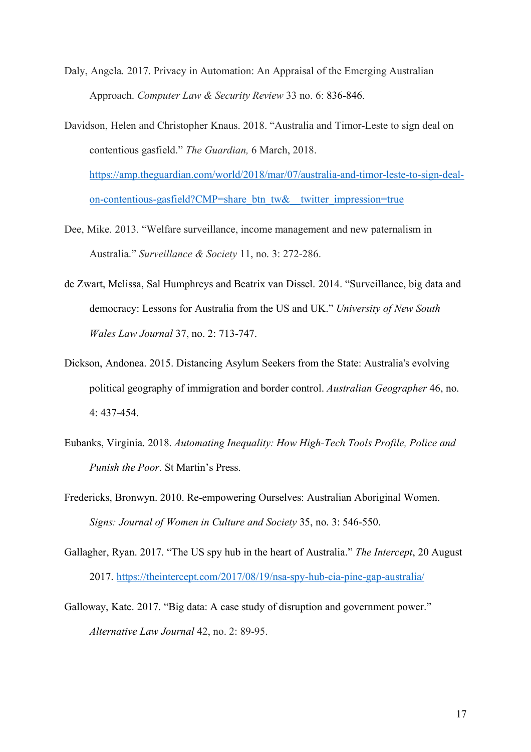Daly, Angela. 2017. Privacy in Automation: An Appraisal of the Emerging Australian Approach. *Computer Law & Security Review* 33 no. 6: 836-846.

Davidson, Helen and Christopher Knaus. 2018. "Australia and Timor-Leste to sign deal on contentious gasfield." *The Guardian,* 6 March, 2018. https://amp.theguardian.com/world/2018/mar/07/australia-and-timor-leste-to-sign-deal-on-contentious-gasfield?CMP=share_btn_tw&__twitter_impression=true

Dee, Mike. 2013. "Welfare surveillance, income management and new paternalism in Australia." *Surveillance & Society* 11, no. 3: 272-286.

de Zwart, Melissa, Sal Humphreys and Beatrix van Dissel. 2014. "Surveillance, big data and democracy: Lessons for Australia from the US and UK." *University of New South Wales Law Journal* 37, no. 2: 713-747.

Dickson, Andonea. 2015. Distancing Asylum Seekers from the State: Australia's evolving political geography of immigration and border control. *Australian Geographer* 46, no. 4: 437-454.

Eubanks, Virginia. 2018. *Automating Inequality: How High-Tech Tools Profile, Police and Punish the Poor*. St Martin's Press.

Fredericks, Bronwyn. 2010. Re-empowering Ourselves: Australian Aboriginal Women. *Signs: Journal of Women in Culture and Society* 35, no. 3: 546-550.

Gallagher, Ryan. 2017. "The US spy hub in the heart of Australia." *The Intercept*, 20 August 2017. https://theintercept.com/2017/08/19/nsa-spy-hub-cia-pine-gap-australia/

Galloway, Kate. 2017. "Big data: A case study of disruption and government power." *Alternative Law Journal* 42, no. 2: 89-95.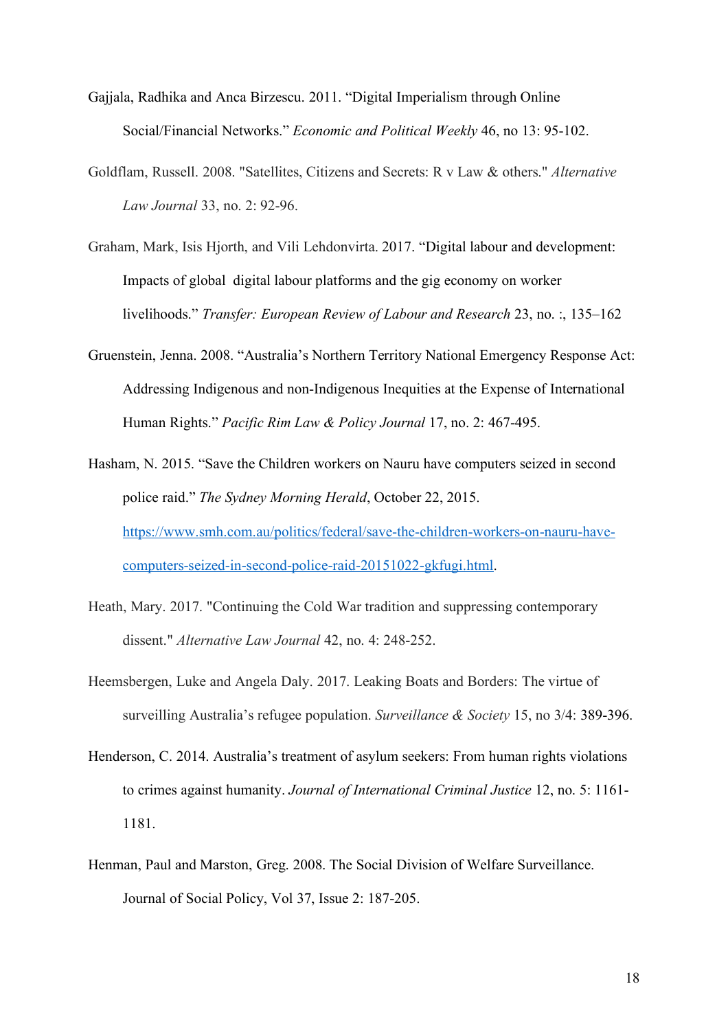Gajjala, Radhika and Anca Birzescu. 2011. "Digital Imperialism through Online Social/Financial Networks." *Economic and Political Weekly* 46, no 13: 95-102.

Goldflam, Russell. 2008. "Satellites, Citizens and Secrets: R v Law & others." *Alternative Law Journal* 33, no. 2: 92-96.

Graham, Mark, Isis Hjorth, and Vili Lehdonvirta. 2017. "Digital labour and development: Impacts of global digital labour platforms and the gig economy on worker livelihoods." *Transfer: European Review of Labour and Research* 23, no. :, 135–162

Gruenstein, Jenna. 2008. "Australia's Northern Territory National Emergency Response Act: Addressing Indigenous and non-Indigenous Inequities at the Expense of International Human Rights." *Pacific Rim Law & Policy Journal* 17, no. 2: 467-495.

Hasham, N. 2015. "Save the Children workers on Nauru have computers seized in second police raid." *The Sydney Morning Herald*, October 22, 2015. [https://www.smh.com.au/politics/federal/save-the-children-workers-on-nauru-have-computers-seized-in-second-police-raid-20151022-gkfugi.html](https://www.smh.com.au/politics/federal/save-the-children-workers-on-nauru-have-computers-seized-in-second-police-raid-20151022-gkfugi.html).

Heath, Mary. 2017. "Continuing the Cold War tradition and suppressing contemporary dissent." *Alternative Law Journal* 42, no. 4: 248-252.

Heemsbergen, Luke and Angela Daly. 2017. Leaking Boats and Borders: The virtue of surveilling Australia's refugee population. *Surveillance & Society* 15, no 3/4: 389-396.

Henderson, C. 2014. Australia's treatment of asylum seekers: From human rights violations to crimes against humanity. *Journal of International Criminal Justice* 12, no. 5: 1161-1181.

Henman, Paul and Marston, Greg. 2008. The Social Division of Welfare Surveillance. Journal of Social Policy, Vol 37, Issue 2: 187-205.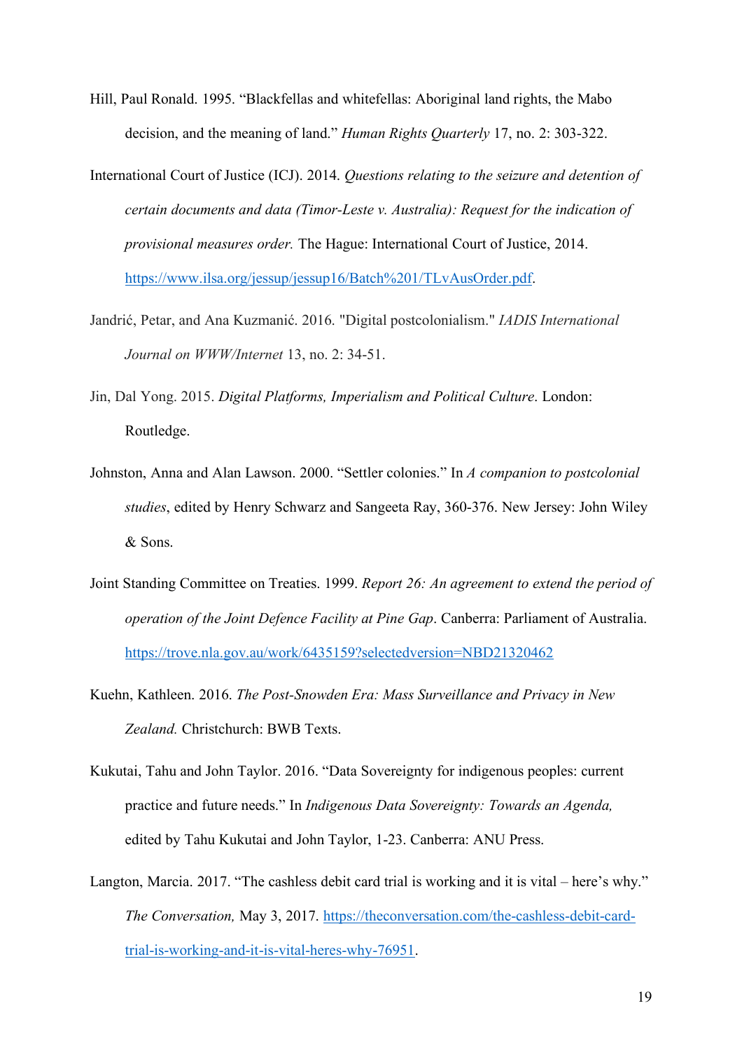Hill, Paul Ronald. 1995. "Blackfellas and whitefellas: Aboriginal land rights, the Mabo decision, and the meaning of land." *Human Rights Quarterly* 17, no. 2: 303-322.

International Court of Justice (ICJ). 2014. *Questions relating to the seizure and detention of certain documents and data (Timor-Leste v. Australia): Request for the indication of provisional measures order.* The Hague: International Court of Justice, 2014. https://www.ilsa.org/jessup/jessup16/Batch%201/TLvAusOrder.pdf.

Jandrić, Petar, and Ana Kuzmanić. 2016. "Digital postcolonialism." *IADIS International Journal on WWW/Internet* 13, no. 2: 34-51.

Jin, Dal Yong. 2015. *Digital Platforms, Imperialism and Political Culture*. London: Routledge.

Johnston, Anna and Alan Lawson. 2000. "Settler colonies." In *A companion to postcolonial studies*, edited by Henry Schwarz and Sangeeta Ray, 360-376. New Jersey: John Wiley & Sons.

Joint Standing Committee on Treaties. 1999. *Report 26: An agreement to extend the period of operation of the Joint Defence Facility at Pine Gap*. Canberra: Parliament of Australia. https://trove.nla.gov.au/work/6435159?selectedversion=NBD21320462

Kuehn, Kathleen. 2016. *The Post-Snowden Era: Mass Surveillance and Privacy in New Zealand.* Christchurch: BWB Texts.

Kukutai, Tahu and John Taylor. 2016. "Data Sovereignty for indigenous peoples: current practice and future needs." In *Indigenous Data Sovereignty: Towards an Agenda,* edited by Tahu Kukutai and John Taylor, 1-23. Canberra: ANU Press.

Langton, Marcia. 2017. "The cashless debit card trial is working and it is vital – here's why." *The Conversation,* May 3, 2017. https://theconversation.com/the-cashless-debit-card-trial-is-working-and-it-is-vital-heres-why-76951.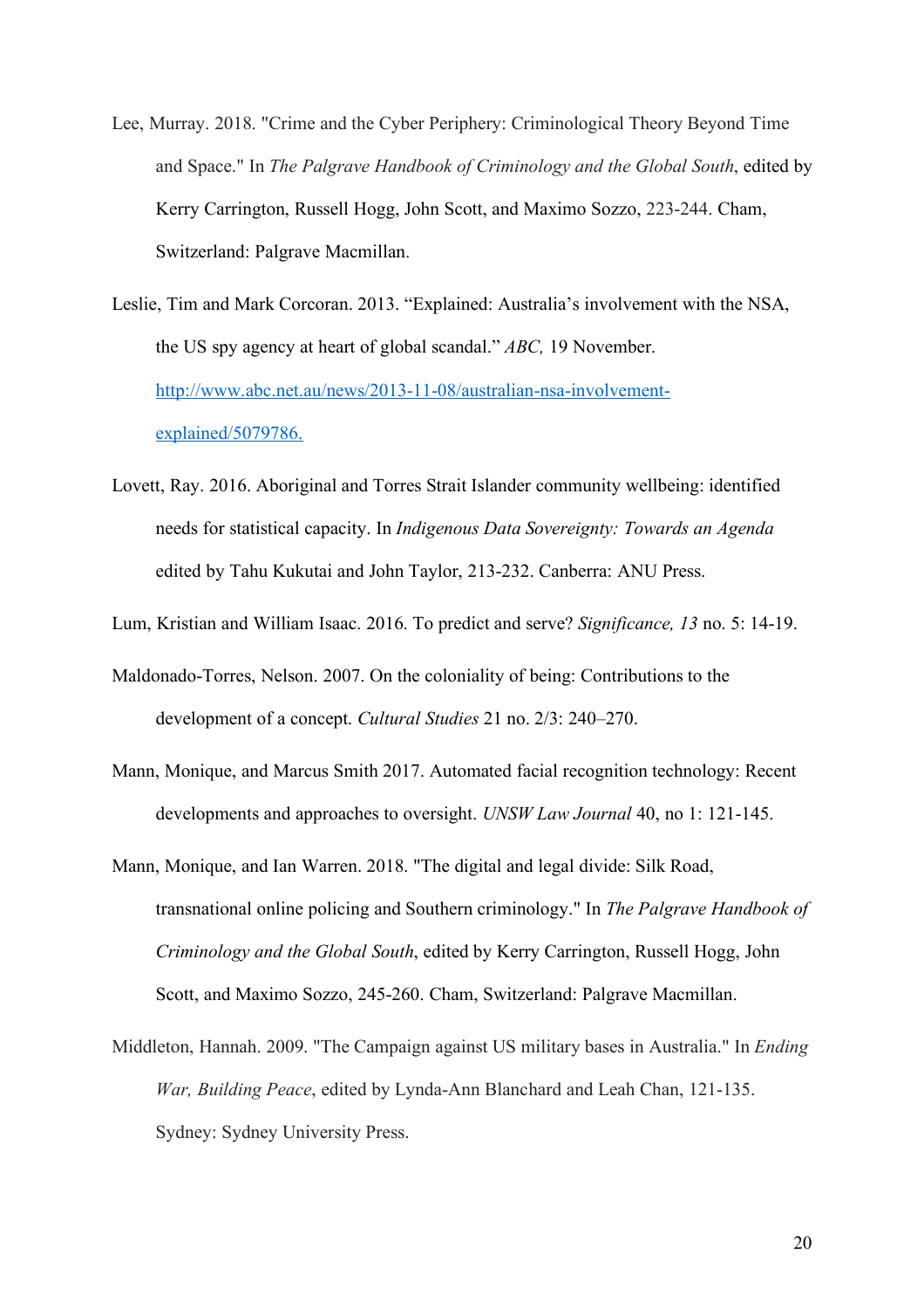Lee, Murray. 2018. "Crime and the Cyber Periphery: Criminological Theory Beyond Time and Space." In *The Palgrave Handbook of Criminology and the Global South*, edited by Kerry Carrington, Russell Hogg, John Scott, and Maximo Sozzo, 223-244. Cham, Switzerland: Palgrave Macmillan.

Leslie, Tim and Mark Corcoran. 2013. "Explained: Australia's involvement with the NSA, the US spy agency at heart of global scandal." *ABC,* 19 November. [http://www.abc.net.au/news/2013-11-08/australian-nsa-involvement-explained/5079786.](http://www.abc.net.au/news/2013-11-08/australian-nsa-involvement-explained/5079786)

Lovett, Ray. 2016. Aboriginal and Torres Strait Islander community wellbeing: identified needs for statistical capacity. In *Indigenous Data Sovereignty: Towards an Agenda* edited by Tahu Kukutai and John Taylor, 213-232. Canberra: ANU Press.

Lum, Kristian and William Isaac. 2016. To predict and serve? *Significance, 13* no. 5: 14-19.

Maldonado-Torres, Nelson. 2007. On the coloniality of being: Contributions to the development of a concept. *Cultural Studies* 21 no. 2/3: 240–270.

Mann, Monique, and Marcus Smith 2017. Automated facial recognition technology: Recent developments and approaches to oversight. *UNSW Law Journal* 40, no 1: 121-145.

Mann, Monique, and Ian Warren. 2018. "The digital and legal divide: Silk Road, transnational online policing and Southern criminology." In *The Palgrave Handbook of Criminology and the Global South*, edited by Kerry Carrington, Russell Hogg, John Scott, and Maximo Sozzo, 245-260. Cham, Switzerland: Palgrave Macmillan.

Middleton, Hannah. 2009. "The Campaign against US military bases in Australia." In *Ending War, Building Peace*, edited by Lynda-Ann Blanchard and Leah Chan, 121-135. Sydney: Sydney University Press.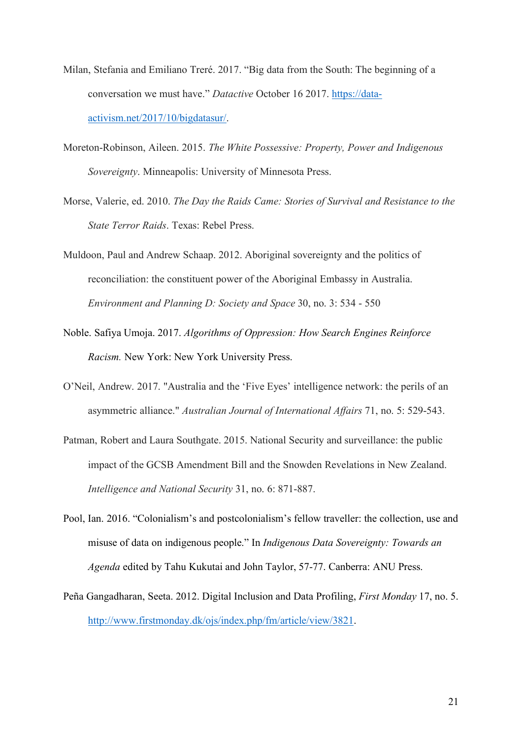Milan, Stefania and Emiliano Treré. 2017. “Big data from the South: The beginning of a conversation we must have.” *Datactive* October 16 2017. [https://data-activism.net/2017/10/bigdatasur/](https://data-activism.net/2017/10/bigdatasur/).

Moreton-Robinson, Aileen. 2015. *The White Possessive: Property, Power and Indigenous Sovereignty*. Minneapolis: University of Minnesota Press.

Morse, Valerie, ed. 2010. *The Day the Raids Came: Stories of Survival and Resistance to the State Terror Raids*. Texas: Rebel Press.

Muldoon, Paul and Andrew Schaap. 2012. Aboriginal sovereignty and the politics of reconciliation: the constituent power of the Aboriginal Embassy in Australia. *Environment and Planning D: Society and Space* 30, no. 3: 534 - 550

Noble. Safiya Umoja. 2017. *Algorithms of Oppression: How Search Engines Reinforce Racism.* New York: New York University Press.

O’Neil, Andrew. 2017. "Australia and the ‘Five Eyes’ intelligence network: the perils of an asymmetric alliance." *Australian Journal of International Affairs* 71, no. 5: 529-543.

Patman, Robert and Laura Southgate. 2015. National Security and surveillance: the public impact of the GCSB Amendment Bill and the Snowden Revelations in New Zealand. *Intelligence and National Security* 31, no. 6: 871-887.

Pool, Ian. 2016. “Colonialism’s and postcolonialism’s fellow traveller: the collection, use and misuse of data on indigenous people.” In *Indigenous Data Sovereignty: Towards an Agenda* edited by Tahu Kukutai and John Taylor, 57-77. Canberra: ANU Press.

Peña Gangadharan, Seeta. 2012. Digital Inclusion and Data Profiling, *First Monday* 17, no. 5. [http://www.firstmonday.dk/ojs/index.php/fm/article/view/3821](http://www.firstmonday.dk/ojs/index.php/fm/article/view/3821).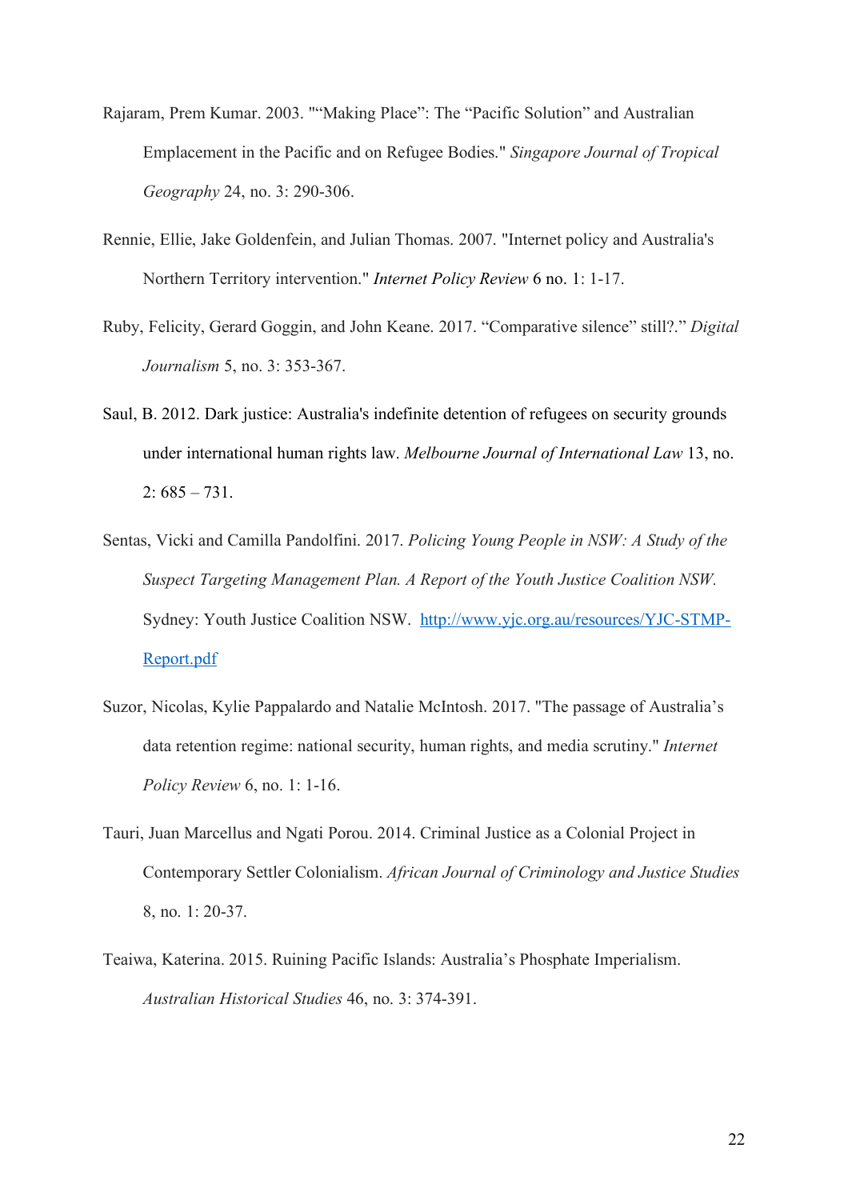Rajaram, Prem Kumar. 2003. "“Making Place”: The “Pacific Solution” and Australian Emplacement in the Pacific and on Refugee Bodies." *Singapore Journal of Tropical Geography* 24, no. 3: 290-306.

Rennie, Ellie, Jake Goldenfein, and Julian Thomas. 2007. "Internet policy and Australia's Northern Territory intervention." *Internet Policy Review* 6 no. 1: 1-17.

Ruby, Felicity, Gerard Goggin, and John Keane. 2017. “Comparative silence” still?.” *Digital Journalism* 5, no. 3: 353-367.

Saul, B. 2012. Dark justice: Australia's indefinite detention of refugees on security grounds under international human rights law. *Melbourne Journal of International Law* 13, no. 2: 685 – 731.

Sentas, Vicki and Camilla Pandolfini. 2017. *Policing Young People in NSW: A Study of the Suspect Targeting Management Plan. A Report of the Youth Justice Coalition NSW.* Sydney: Youth Justice Coalition NSW. [http://www.yjc.org.au/resources/YJC-STMP-Report.pdf](http://www.yjc.org.au/resources/YJC-STMP-Report.pdf)

Suzor, Nicolas, Kylie Pappalardo and Natalie McIntosh. 2017. "The passage of Australia’s data retention regime: national security, human rights, and media scrutiny." *Internet Policy Review* 6, no. 1: 1-16.

Tauri, Juan Marcellus and Ngati Porou. 2014. Criminal Justice as a Colonial Project in Contemporary Settler Colonialism. *African Journal of Criminology and Justice Studies* 8, no. 1: 20-37.

Teaiwa, Katerina. 2015. Ruining Pacific Islands: Australia’s Phosphate Imperialism. *Australian Historical Studies* 46, no. 3: 374-391.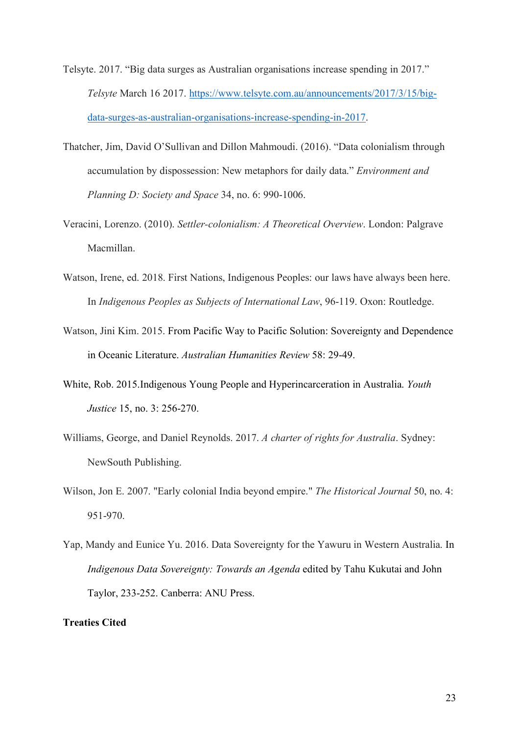Telsyte. 2017. “Big data surges as Australian organisations increase spending in 2017.” *Telsyte* March 16 2017. https://www.telsyte.com.au/announcements/2017/3/15/big-data-surges-as-australian-organisations-increase-spending-in-2017.

Thatcher, Jim, David O’Sullivan and Dillon Mahmoudi. (2016). “Data colonialism through accumulation by dispossession: New metaphors for daily data.” *Environment and Planning D: Society and Space* 34, no. 6: 990-1006.

Veracini, Lorenzo. (2010). *Settler-colonialism: A Theoretical Overview*. London: Palgrave Macmillan.

Watson, Irene, ed. 2018. First Nations, Indigenous Peoples: our laws have always been here. In *Indigenous Peoples as Subjects of International Law*, 96-119. Oxon: Routledge.

Watson, Jini Kim. 2015. From Pacific Way to Pacific Solution: Sovereignty and Dependence in Oceanic Literature. *Australian Humanities Review* 58: 29-49.

White, Rob. 2015.Indigenous Young People and Hyperincarceration in Australia. *Youth Justice* 15, no. 3: 256-270.

Williams, George, and Daniel Reynolds. 2017. *A charter of rights for Australia*. Sydney: NewSouth Publishing.

Wilson, Jon E. 2007. "Early colonial India beyond empire." *The Historical Journal* 50, no. 4: 951-970.

Yap, Mandy and Eunice Yu. 2016. Data Sovereignty for the Yawuru in Western Australia. In *Indigenous Data Sovereignty: Towards an Agenda* edited by Tahu Kukutai and John Taylor, 233-252. Canberra: ANU Press.

**Treaties Cited**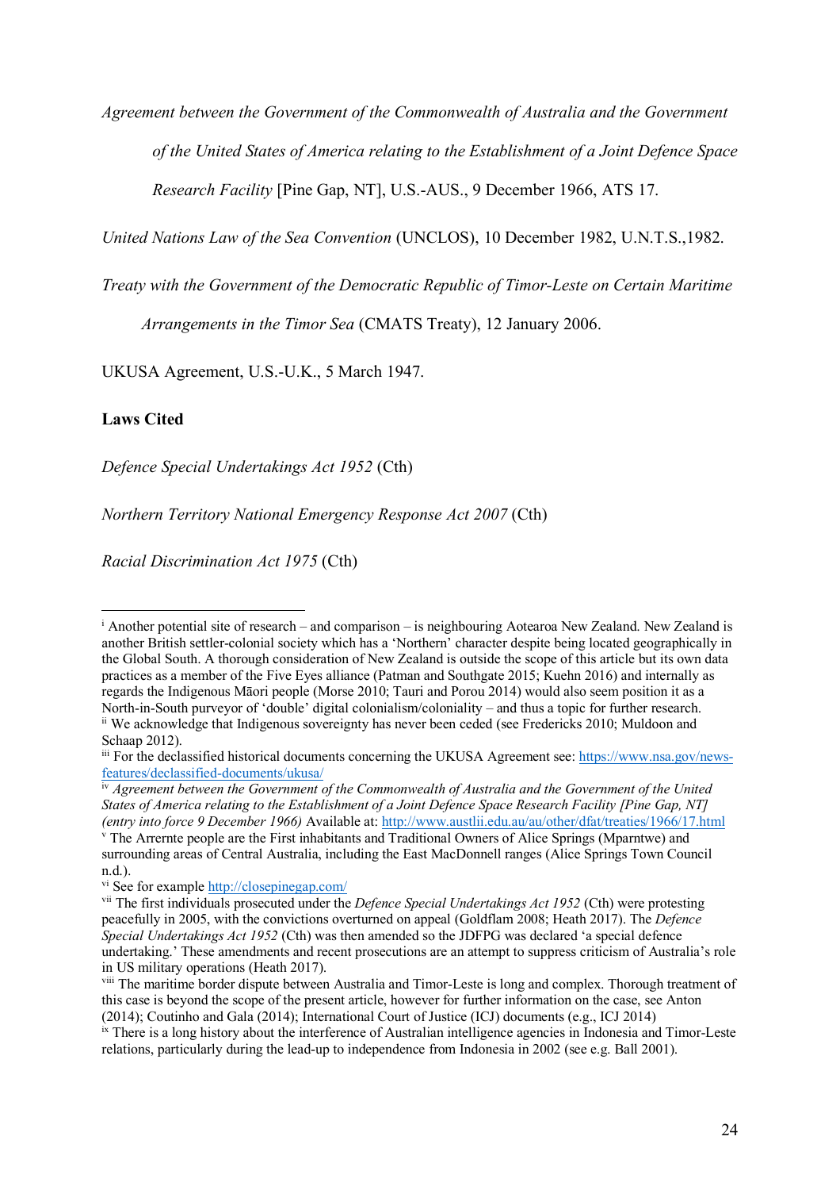*Agreement between the Government of the Commonwealth of Australia and the Government of the United States of America relating to the Establishment of a Joint Defence Space Research Facility* [Pine Gap, NT], U.S.-AUS., 9 December 1966, ATS 17.

*United Nations Law of the Sea Convention* (UNCLOS), 10 December 1982, U.N.T.S.,1982.

*Treaty with the Government of the Democratic Republic of Timor-Leste on Certain Maritime Arrangements in the Timor Sea* (CMATS Treaty), 12 January 2006.

UKUSA Agreement, U.S.-U.K., 5 March 1947.

**Laws Cited**

*Defence Special Undertakings Act 1952* (Cth)

*Northern Territory National Emergency Response Act 2007* (Cth)

*Racial Discrimination Act 1975* (Cth)

---

[i] Another potential site of research – and comparison – is neighbouring Aotearoa New Zealand. New Zealand is another British settler-colonial society which has a 'Northern' character despite being located geographically in the Global South. A thorough consideration of New Zealand is outside the scope of this article but its own data practices as a member of the Five Eyes alliance (Patman and Southgate 2015; Kuehn 2016) and internally as regards the Indigenous Māori people (Morse 2010; Tauri and Porou 2014) would also seem position it as a North-in-South purveyor of 'double' digital colonialism/coloniality – and thus a topic for further research.

[ii] We acknowledge that Indigenous sovereignty has never been ceded (see Fredericks 2010; Muldoon and Schaap 2012).

[iii] For the declassified historical documents concerning the UKUSA Agreement see: https://www.nsa.gov/news-features/declassified-documents/ukusa/

[iv] *Agreement between the Government of the Commonwealth of Australia and the Government of the United States of America relating to the Establishment of a Joint Defence Space Research Facility [Pine Gap, NT] (entry into force 9 December 1966)* Available at: http://www.austlii.edu.au/au/other/dfat/treaties/1966/17.html

[v] The Arrernte people are the First inhabitants and Traditional Owners of Alice Springs (Mparntwe) and surrounding areas of Central Australia, including the East MacDonnell ranges (Alice Springs Town Council n.d.).

[vi] See for example http://closepinegap.com/

[vii] The first individuals prosecuted under the *Defence Special Undertakings Act 1952* (Cth) were protesting peacefully in 2005, with the convictions overturned on appeal (Goldflam 2008; Heath 2017). The *Defence Special Undertakings Act 1952* (Cth) was then amended so the JDFPG was declared 'a special defence undertaking.' These amendments and recent prosecutions are an attempt to suppress criticism of Australia's role in US military operations (Heath 2017).

[viii] The maritime border dispute between Australia and Timor-Leste is long and complex. Thorough treatment of this case is beyond the scope of the present article, however for further information on the case, see Anton (2014); Coutinho and Gala (2014); International Court of Justice (ICJ) documents (e.g., ICJ 2014)

[ix] There is a long history about the interference of Australian intelligence agencies in Indonesia and Timor-Leste relations, particularly during the lead-up to independence from Indonesia in 2002 (see e.g. Ball 2001).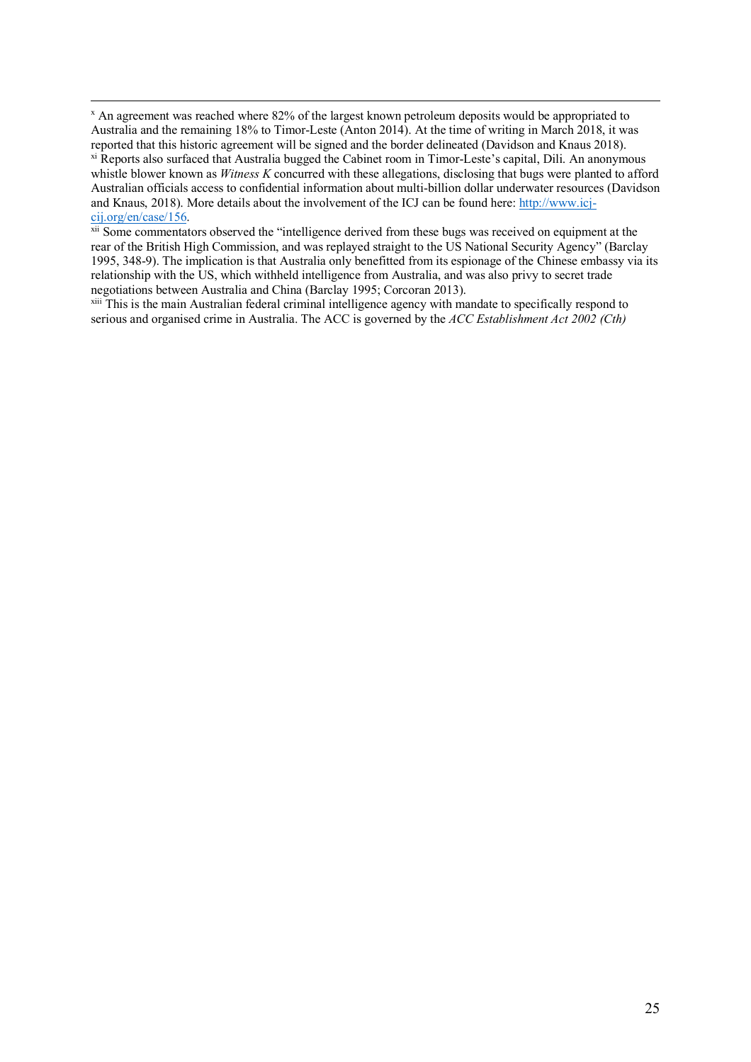[x] An agreement was reached where 82% of the largest known petroleum deposits would be appropriated to Australia and the remaining 18% to Timor-Leste (Anton 2014). At the time of writing in March 2018, it was reported that this historic agreement will be signed and the border delineated (Davidson and Knaus 2018).

[xi] Reports also surfaced that Australia bugged the Cabinet room in Timor-Leste's capital, Dili. An anonymous whistle blower known as *Witness K* concurred with these allegations, disclosing that bugs were planted to afford Australian officials access to confidential information about multi-billion dollar underwater resources (Davidson and Knaus, 2018). More details about the involvement of the ICJ can be found here: [http://www.icj-cij.org/en/case/156](http://www.icj-cij.org/en/case/156).

[xii] Some commentators observed the "intelligence derived from these bugs was received on equipment at the rear of the British High Commission, and was replayed straight to the US National Security Agency" (Barclay 1995, 348-9). The implication is that Australia only benefitted from its espionage of the Chinese embassy via its relationship with the US, which withheld intelligence from Australia, and was also privy to secret trade negotiations between Australia and China (Barclay 1995; Corcoran 2013).

[xiii] This is the main Australian federal criminal intelligence agency with mandate to specifically respond to serious and organised crime in Australia. The ACC is governed by the *ACC Establishment Act 2002 (Cth)*